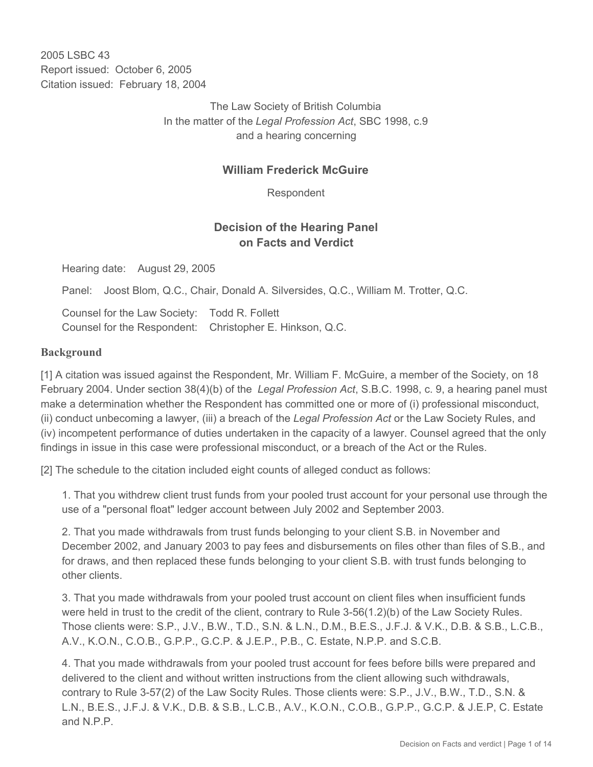2005 LSBC 43
Report issued: October 6, 2005
Citation issued: February 18, 2004

The Law Society of British Columbia
In the matter of the *Legal Profession Act*, SBC 1998, c.9
and a hearing concerning

**William Frederick McGuire**

Respondent

## Decision of the Hearing Panel on Facts and Verdict

Hearing date: August 29, 2005

Panel: Joost Blom, Q.C., Chair, Donald A. Silversides, Q.C., William M. Trotter, Q.C.

Counsel for the Law Society: Todd R. Follett
Counsel for the Respondent: Christopher E. Hinkson, Q.C.

### Background

[1] A citation was issued against the Respondent, Mr. William F. McGuire, a member of the Society, on 18 February 2004. Under section 38(4)(b) of the *Legal Profession Act*, S.B.C. 1998, c. 9, a hearing panel must make a determination whether the Respondent has committed one or more of (i) professional misconduct, (ii) conduct unbecoming a lawyer, (iii) a breach of the *Legal Profession Act* or the Law Society Rules, and (iv) incompetent performance of duties undertaken in the capacity of a lawyer. Counsel agreed that the only findings in issue in this case were professional misconduct, or a breach of the Act or the Rules.

[2] The schedule to the citation included eight counts of alleged conduct as follows:

1. That you withdrew client trust funds from your pooled trust account for your personal use through the use of a "personal float" ledger account between July 2002 and September 2003.

2. That you made withdrawals from trust funds belonging to your client S.B. in November and December 2002, and January 2003 to pay fees and disbursements on files other than files of S.B., and for draws, and then replaced these funds belonging to your client S.B. with trust funds belonging to other clients.

3. That you made withdrawals from your pooled trust account on client files when insufficient funds were held in trust to the credit of the client, contrary to Rule 3-56(1.2)(b) of the Law Society Rules. Those clients were: S.P., J.V., B.W., T.D., S.N. & L.N., D.M., B.E.S., J.F.J. & V.K., D.B. & S.B., L.C.B., A.V., K.O.N., C.O.B., G.P.P., G.C.P. & J.E.P., P.B., C. Estate, N.P.P. and S.C.B.

4. That you made withdrawals from your pooled trust account for fees before bills were prepared and delivered to the client and without written instructions from the client allowing such withdrawals, contrary to Rule 3-57(2) of the Law Socity Rules. Those clients were: S.P., J.V., B.W., T.D., S.N. & L.N., B.E.S., J.F.J. & V.K., D.B. & S.B., L.C.B., A.V., K.O.N., C.O.B., G.P.P., G.C.P. & J.E.P, C. Estate and N.P.P.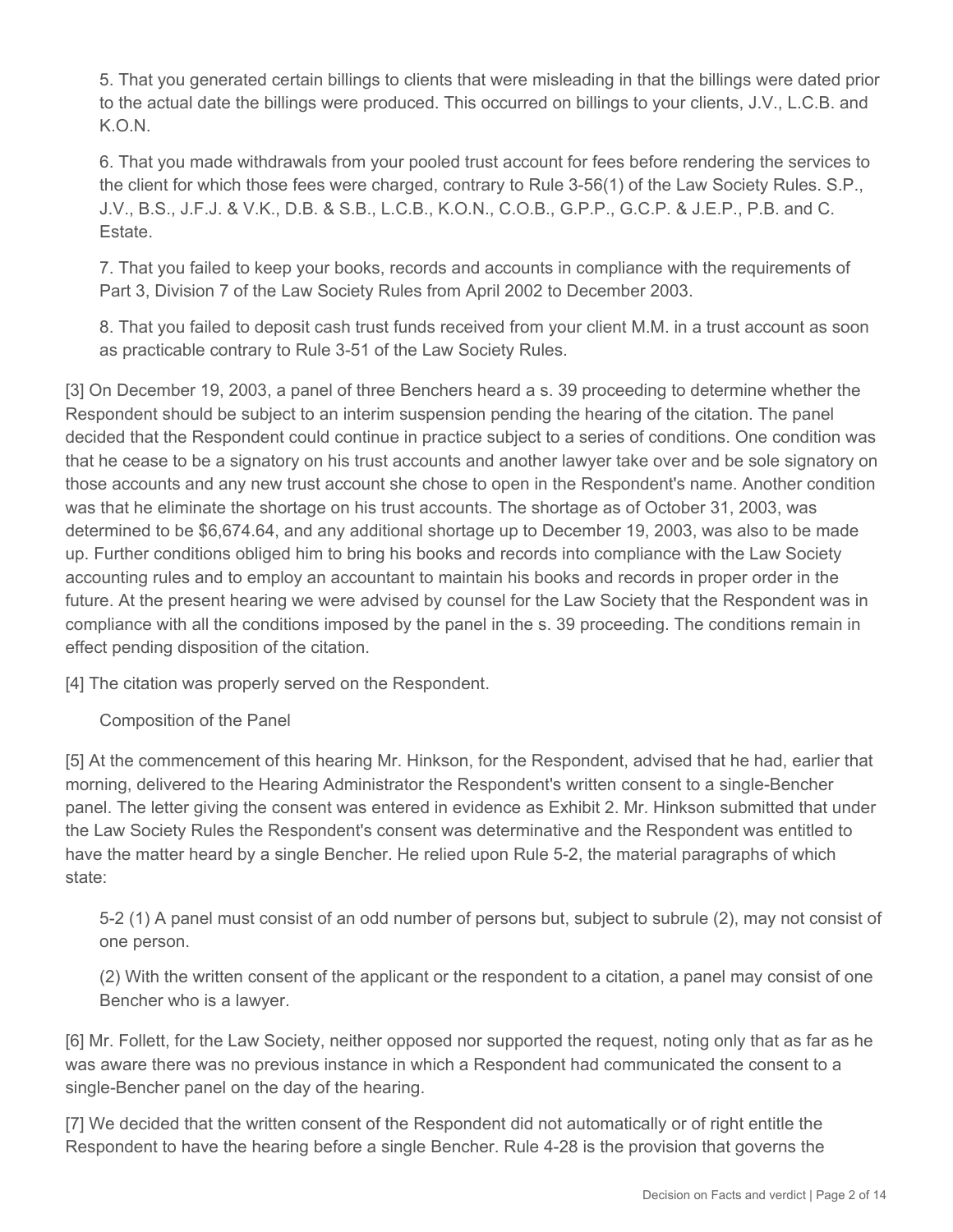5. That you generated certain billings to clients that were misleading in that the billings were dated prior to the actual date the billings were produced. This occurred on billings to your clients, J.V., L.C.B. and K.O.N.

6. That you made withdrawals from your pooled trust account for fees before rendering the services to the client for which those fees were charged, contrary to Rule 3-56(1) of the Law Society Rules. S.P., J.V., B.S., J.F.J. & V.K., D.B. & S.B., L.C.B., K.O.N., C.O.B., G.P.P., G.C.P. & J.E.P., P.B. and C. Estate.

7. That you failed to keep your books, records and accounts in compliance with the requirements of Part 3, Division 7 of the Law Society Rules from April 2002 to December 2003.

8. That you failed to deposit cash trust funds received from your client M.M. in a trust account as soon as practicable contrary to Rule 3-51 of the Law Society Rules.

[3] On December 19, 2003, a panel of three Benchers heard a s. 39 proceeding to determine whether the Respondent should be subject to an interim suspension pending the hearing of the citation. The panel decided that the Respondent could continue in practice subject to a series of conditions. One condition was that he cease to be a signatory on his trust accounts and another lawyer take over and be sole signatory on those accounts and any new trust account she chose to open in the Respondent's name. Another condition was that he eliminate the shortage on his trust accounts. The shortage as of October 31, 2003, was determined to be $6,674.64, and any additional shortage up to December 19, 2003, was also to be made up. Further conditions obliged him to bring his books and records into compliance with the Law Society accounting rules and to employ an accountant to maintain his books and records in proper order in the future. At the present hearing we were advised by counsel for the Law Society that the Respondent was in compliance with all the conditions imposed by the panel in the s. 39 proceeding. The conditions remain in effect pending disposition of the citation.

[4] The citation was properly served on the Respondent.

## Composition of the Panel

[5] At the commencement of this hearing Mr. Hinkson, for the Respondent, advised that he had, earlier that morning, delivered to the Hearing Administrator the Respondent's written consent to a single-Bencher panel. The letter giving the consent was entered in evidence as Exhibit 2. Mr. Hinkson submitted that under the Law Society Rules the Respondent's consent was determinative and the Respondent was entitled to have the matter heard by a single Bencher. He relied upon Rule 5-2, the material paragraphs of which state:

> 5-2 (1) A panel must consist of an odd number of persons but, subject to subrule (2), may not consist of one person.
>
> (2) With the written consent of the applicant or the respondent to a citation, a panel may consist of one Bencher who is a lawyer.

[6] Mr. Follett, for the Law Society, neither opposed nor supported the request, noting only that as far as he was aware there was no previous instance in which a Respondent had communicated the consent to a single-Bencher panel on the day of the hearing.

[7] We decided that the written consent of the Respondent did not automatically or of right entitle the Respondent to have the hearing before a single Bencher. Rule 4-28 is the provision that governs the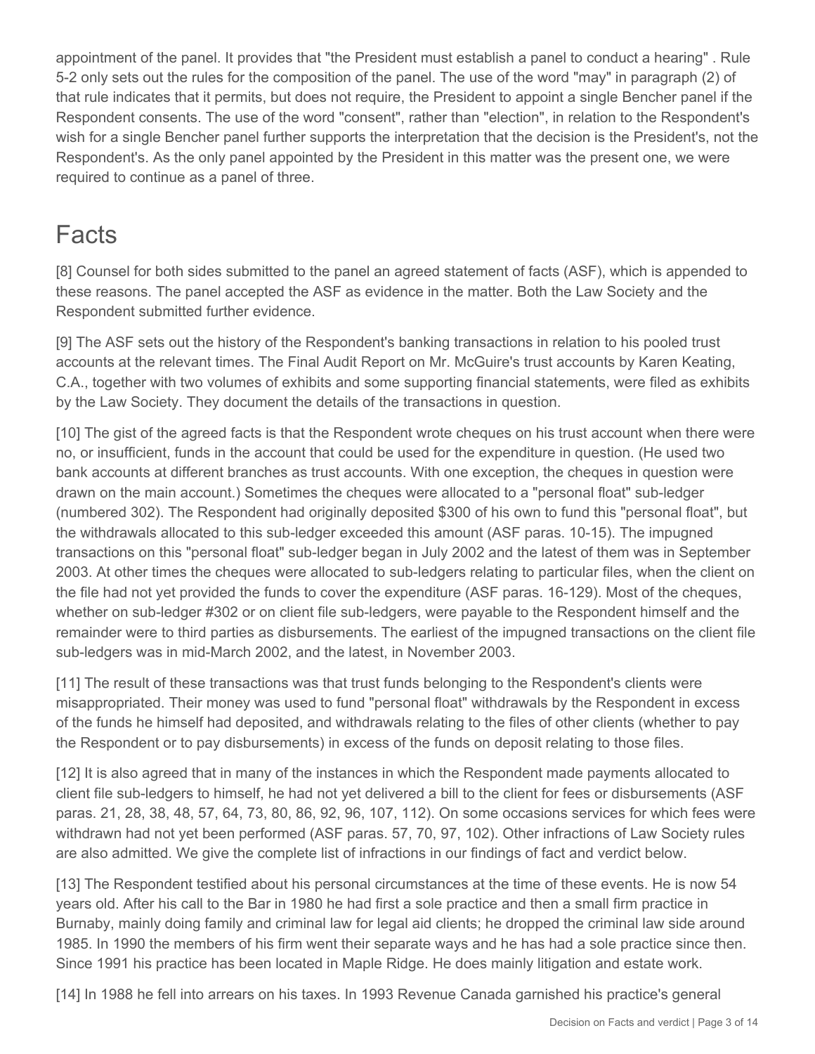appointment of the panel. It provides that "the President must establish a panel to conduct a hearing" . Rule 5-2 only sets out the rules for the composition of the panel. The use of the word "may" in paragraph (2) of that rule indicates that it permits, but does not require, the President to appoint a single Bencher panel if the Respondent consents. The use of the word "consent", rather than "election", in relation to the Respondent's wish for a single Bencher panel further supports the interpretation that the decision is the President's, not the Respondent's. As the only panel appointed by the President in this matter was the present one, we were required to continue as a panel of three.

# Facts

[8] Counsel for both sides submitted to the panel an agreed statement of facts (ASF), which is appended to these reasons. The panel accepted the ASF as evidence in the matter. Both the Law Society and the Respondent submitted further evidence.

[9] The ASF sets out the history of the Respondent's banking transactions in relation to his pooled trust accounts at the relevant times. The Final Audit Report on Mr. McGuire's trust accounts by Karen Keating, C.A., together with two volumes of exhibits and some supporting financial statements, were filed as exhibits by the Law Society. They document the details of the transactions in question.

[10] The gist of the agreed facts is that the Respondent wrote cheques on his trust account when there were no, or insufficient, funds in the account that could be used for the expenditure in question. (He used two bank accounts at different branches as trust accounts. With one exception, the cheques in question were drawn on the main account.) Sometimes the cheques were allocated to a "personal float" sub-ledger (numbered 302). The Respondent had originally deposited $300 of his own to fund this "personal float", but the withdrawals allocated to this sub-ledger exceeded this amount (ASF paras. 10-15). The impugned transactions on this "personal float" sub-ledger began in July 2002 and the latest of them was in September 2003. At other times the cheques were allocated to sub-ledgers relating to particular files, when the client on the file had not yet provided the funds to cover the expenditure (ASF paras. 16-129). Most of the cheques, whether on sub-ledger #302 or on client file sub-ledgers, were payable to the Respondent himself and the remainder were to third parties as disbursements. The earliest of the impugned transactions on the client file sub-ledgers was in mid-March 2002, and the latest, in November 2003.

[11] The result of these transactions was that trust funds belonging to the Respondent's clients were misappropriated. Their money was used to fund "personal float" withdrawals by the Respondent in excess of the funds he himself had deposited, and withdrawals relating to the files of other clients (whether to pay the Respondent or to pay disbursements) in excess of the funds on deposit relating to those files.

[12] It is also agreed that in many of the instances in which the Respondent made payments allocated to client file sub-ledgers to himself, he had not yet delivered a bill to the client for fees or disbursements (ASF paras. 21, 28, 38, 48, 57, 64, 73, 80, 86, 92, 96, 107, 112). On some occasions services for which fees were withdrawn had not yet been performed (ASF paras. 57, 70, 97, 102). Other infractions of Law Society rules are also admitted. We give the complete list of infractions in our findings of fact and verdict below.

[13] The Respondent testified about his personal circumstances at the time of these events. He is now 54 years old. After his call to the Bar in 1980 he had first a sole practice and then a small firm practice in Burnaby, mainly doing family and criminal law for legal aid clients; he dropped the criminal law side around 1985. In 1990 the members of his firm went their separate ways and he has had a sole practice since then. Since 1991 his practice has been located in Maple Ridge. He does mainly litigation and estate work.

[14] In 1988 he fell into arrears on his taxes. In 1993 Revenue Canada garnished his practice's general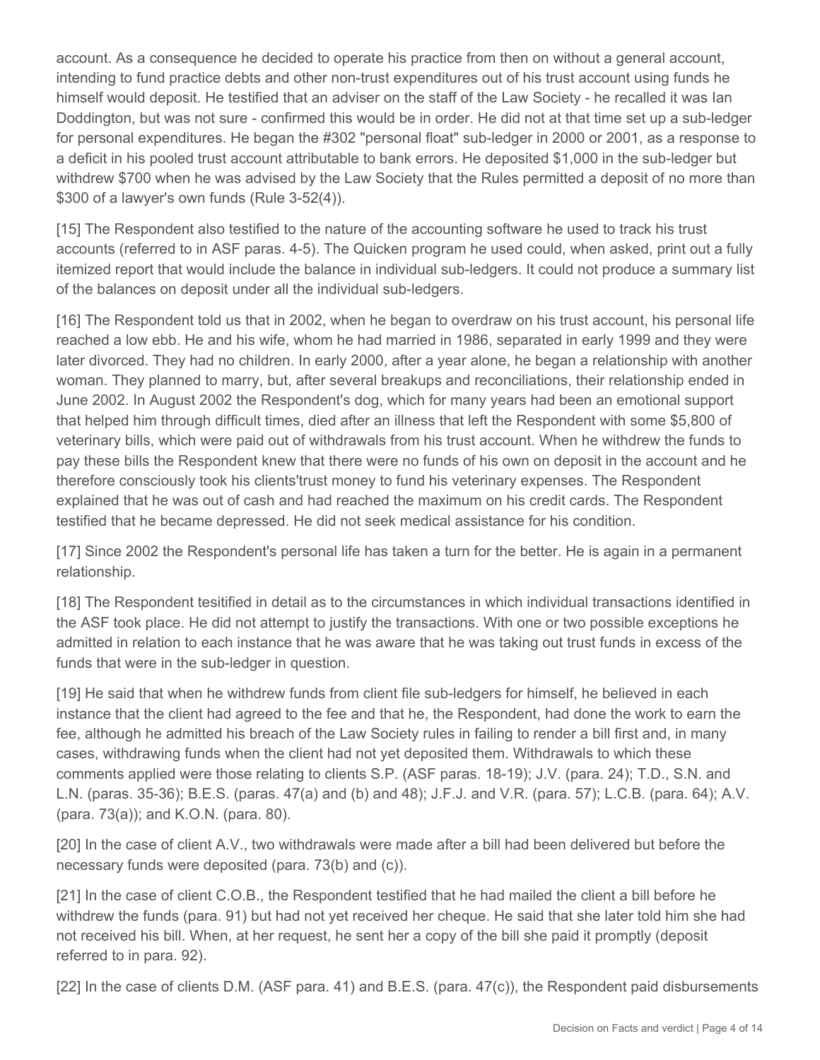account. As a consequence he decided to operate his practice from then on without a general account, intending to fund practice debts and other non-trust expenditures out of his trust account using funds he himself would deposit. He testified that an adviser on the staff of the Law Society - he recalled it was Ian Doddington, but was not sure - confirmed this would be in order. He did not at that time set up a sub-ledger for personal expenditures. He began the #302 "personal float" sub-ledger in 2000 or 2001, as a response to a deficit in his pooled trust account attributable to bank errors. He deposited $1,000 in the sub-ledger but withdrew $700 when he was advised by the Law Society that the Rules permitted a deposit of no more than $300 of a lawyer's own funds (Rule 3-52(4)).

[15] The Respondent also testified to the nature of the accounting software he used to track his trust accounts (referred to in ASF paras. 4-5). The Quicken program he used could, when asked, print out a fully itemized report that would include the balance in individual sub-ledgers. It could not produce a summary list of the balances on deposit under all the individual sub-ledgers.

[16] The Respondent told us that in 2002, when he began to overdraw on his trust account, his personal life reached a low ebb. He and his wife, whom he had married in 1986, separated in early 1999 and they were later divorced. They had no children. In early 2000, after a year alone, he began a relationship with another woman. They planned to marry, but, after several breakups and reconciliations, their relationship ended in June 2002. In August 2002 the Respondent's dog, which for many years had been an emotional support that helped him through difficult times, died after an illness that left the Respondent with some $5,800 of veterinary bills, which were paid out of withdrawals from his trust account. When he withdrew the funds to pay these bills the Respondent knew that there were no funds of his own on deposit in the account and he therefore consciously took his clients'trust money to fund his veterinary expenses. The Respondent explained that he was out of cash and had reached the maximum on his credit cards. The Respondent testified that he became depressed. He did not seek medical assistance for his condition.

[17] Since 2002 the Respondent's personal life has taken a turn for the better. He is again in a permanent relationship.

[18] The Respondent tesitified in detail as to the circumstances in which individual transactions identified in the ASF took place. He did not attempt to justify the transactions. With one or two possible exceptions he admitted in relation to each instance that he was aware that he was taking out trust funds in excess of the funds that were in the sub-ledger in question.

[19] He said that when he withdrew funds from client file sub-ledgers for himself, he believed in each instance that the client had agreed to the fee and that he, the Respondent, had done the work to earn the fee, although he admitted his breach of the Law Society rules in failing to render a bill first and, in many cases, withdrawing funds when the client had not yet deposited them. Withdrawals to which these comments applied were those relating to clients S.P. (ASF paras. 18-19); J.V. (para. 24); T.D., S.N. and L.N. (paras. 35-36); B.E.S. (paras. 47(a) and (b) and 48); J.F.J. and V.R. (para. 57); L.C.B. (para. 64); A.V. (para. 73(a)); and K.O.N. (para. 80).

[20] In the case of client A.V., two withdrawals were made after a bill had been delivered but before the necessary funds were deposited (para. 73(b) and (c)).

[21] In the case of client C.O.B., the Respondent testified that he had mailed the client a bill before he withdrew the funds (para. 91) but had not yet received her cheque. He said that she later told him she had not received his bill. When, at her request, he sent her a copy of the bill she paid it promptly (deposit referred to in para. 92).

[22] In the case of clients D.M. (ASF para. 41) and B.E.S. (para. 47(c)), the Respondent paid disbursements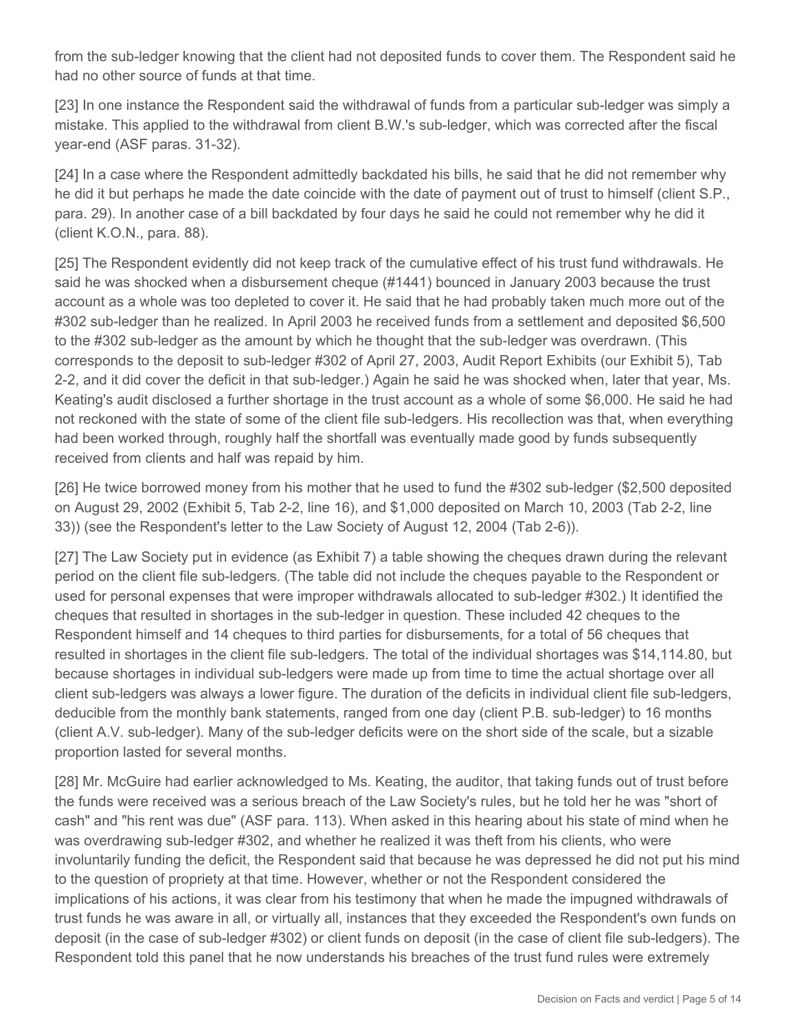from the sub-ledger knowing that the client had not deposited funds to cover them. The Respondent said he had no other source of funds at that time.

[23] In one instance the Respondent said the withdrawal of funds from a particular sub-ledger was simply a mistake. This applied to the withdrawal from client B.W.'s sub-ledger, which was corrected after the fiscal year-end (ASF paras. 31-32).

[24] In a case where the Respondent admittedly backdated his bills, he said that he did not remember why he did it but perhaps he made the date coincide with the date of payment out of trust to himself (client S.P., para. 29). In another case of a bill backdated by four days he said he could not remember why he did it (client K.O.N., para. 88).

[25] The Respondent evidently did not keep track of the cumulative effect of his trust fund withdrawals. He said he was shocked when a disbursement cheque (#1441) bounced in January 2003 because the trust account as a whole was too depleted to cover it. He said that he had probably taken much more out of the #302 sub-ledger than he realized. In April 2003 he received funds from a settlement and deposited $6,500 to the #302 sub-ledger as the amount by which he thought that the sub-ledger was overdrawn. (This corresponds to the deposit to sub-ledger #302 of April 27, 2003, Audit Report Exhibits (our Exhibit 5), Tab 2-2, and it did cover the deficit in that sub-ledger.) Again he said he was shocked when, later that year, Ms. Keating's audit disclosed a further shortage in the trust account as a whole of some $6,000. He said he had not reckoned with the state of some of the client file sub-ledgers. His recollection was that, when everything had been worked through, roughly half the shortfall was eventually made good by funds subsequently received from clients and half was repaid by him.

[26] He twice borrowed money from his mother that he used to fund the #302 sub-ledger ($2,500 deposited on August 29, 2002 (Exhibit 5, Tab 2-2, line 16), and $1,000 deposited on March 10, 2003 (Tab 2-2, line 33)) (see the Respondent's letter to the Law Society of August 12, 2004 (Tab 2-6)).

[27] The Law Society put in evidence (as Exhibit 7) a table showing the cheques drawn during the relevant period on the client file sub-ledgers. (The table did not include the cheques payable to the Respondent or used for personal expenses that were improper withdrawals allocated to sub-ledger #302.) It identified the cheques that resulted in shortages in the sub-ledger in question. These included 42 cheques to the Respondent himself and 14 cheques to third parties for disbursements, for a total of 56 cheques that resulted in shortages in the client file sub-ledgers. The total of the individual shortages was $14,114.80, but because shortages in individual sub-ledgers were made up from time to time the actual shortage over all client sub-ledgers was always a lower figure. The duration of the deficits in individual client file sub-ledgers, deducible from the monthly bank statements, ranged from one day (client P.B. sub-ledger) to 16 months (client A.V. sub-ledger). Many of the sub-ledger deficits were on the short side of the scale, but a sizable proportion lasted for several months.

[28] Mr. McGuire had earlier acknowledged to Ms. Keating, the auditor, that taking funds out of trust before the funds were received was a serious breach of the Law Society's rules, but he told her he was "short of cash" and "his rent was due" (ASF para. 113). When asked in this hearing about his state of mind when he was overdrawing sub-ledger #302, and whether he realized it was theft from his clients, who were involuntarily funding the deficit, the Respondent said that because he was depressed he did not put his mind to the question of propriety at that time. However, whether or not the Respondent considered the implications of his actions, it was clear from his testimony that when he made the impugned withdrawals of trust funds he was aware in all, or virtually all, instances that they exceeded the Respondent's own funds on deposit (in the case of sub-ledger #302) or client funds on deposit (in the case of client file sub-ledgers). The Respondent told this panel that he now understands his breaches of the trust fund rules were extremely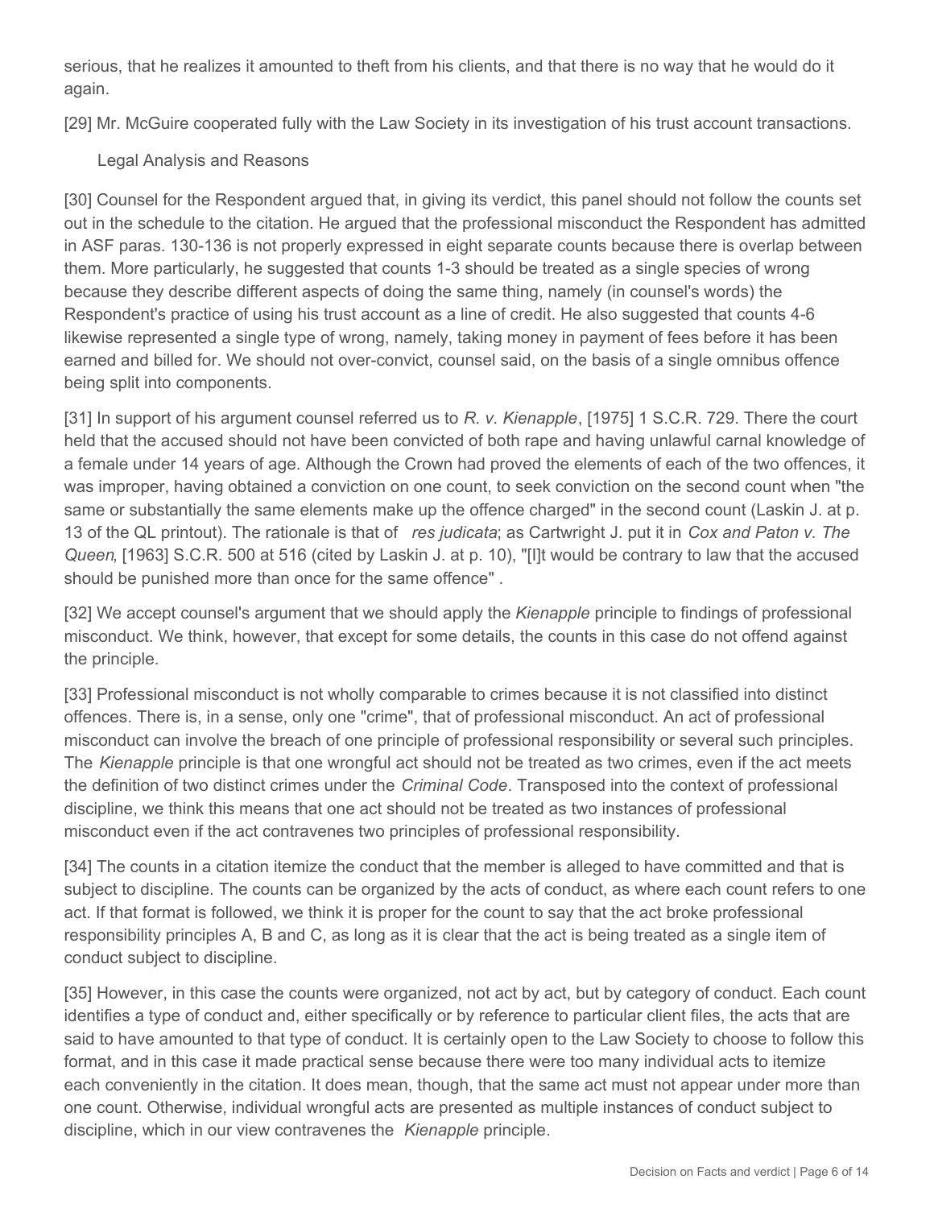serious, that he realizes it amounted to theft from his clients, and that there is no way that he would do it again.

[29] Mr. McGuire cooperated fully with the Law Society in its investigation of his trust account transactions.

## Legal Analysis and Reasons

[30] Counsel for the Respondent argued that, in giving its verdict, this panel should not follow the counts set out in the schedule to the citation. He argued that the professional misconduct the Respondent has admitted in ASF paras. 130-136 is not properly expressed in eight separate counts because there is overlap between them. More particularly, he suggested that counts 1-3 should be treated as a single species of wrong because they describe different aspects of doing the same thing, namely (in counsel's words) the Respondent's practice of using his trust account as a line of credit. He also suggested that counts 4-6 likewise represented a single type of wrong, namely, taking money in payment of fees before it has been earned and billed for. We should not over-convict, counsel said, on the basis of a single omnibus offence being split into components.

[31] In support of his argument counsel referred us to *R. v. Kienapple*, [1975] 1 S.C.R. 729. There the court held that the accused should not have been convicted of both rape and having unlawful carnal knowledge of a female under 14 years of age. Although the Crown had proved the elements of each of the two offences, it was improper, having obtained a conviction on one count, to seek conviction on the second count when "the same or substantially the same elements make up the offence charged" in the second count (Laskin J. at p. 13 of the QL printout). The rationale is that of *res judicata*; as Cartwright J. put it in *Cox and Paton v. The Queen*, [1963] S.C.R. 500 at 516 (cited by Laskin J. at p. 10), "[I]t would be contrary to law that the accused should be punished more than once for the same offence" .

[32] We accept counsel's argument that we should apply the *Kienapple* principle to findings of professional misconduct. We think, however, that except for some details, the counts in this case do not offend against the principle.

[33] Professional misconduct is not wholly comparable to crimes because it is not classified into distinct offences. There is, in a sense, only one "crime", that of professional misconduct. An act of professional misconduct can involve the breach of one principle of professional responsibility or several such principles. The *Kienapple* principle is that one wrongful act should not be treated as two crimes, even if the act meets the definition of two distinct crimes under the *Criminal Code*. Transposed into the context of professional discipline, we think this means that one act should not be treated as two instances of professional misconduct even if the act contravenes two principles of professional responsibility.

[34] The counts in a citation itemize the conduct that the member is alleged to have committed and that is subject to discipline. The counts can be organized by the acts of conduct, as where each count refers to one act. If that format is followed, we think it is proper for the count to say that the act broke professional responsibility principles A, B and C, as long as it is clear that the act is being treated as a single item of conduct subject to discipline.

[35] However, in this case the counts were organized, not act by act, but by category of conduct. Each count identifies a type of conduct and, either specifically or by reference to particular client files, the acts that are said to have amounted to that type of conduct. It is certainly open to the Law Society to choose to follow this format, and in this case it made practical sense because there were too many individual acts to itemize each conveniently in the citation. It does mean, though, that the same act must not appear under more than one count. Otherwise, individual wrongful acts are presented as multiple instances of conduct subject to discipline, which in our view contravenes the *Kienapple* principle.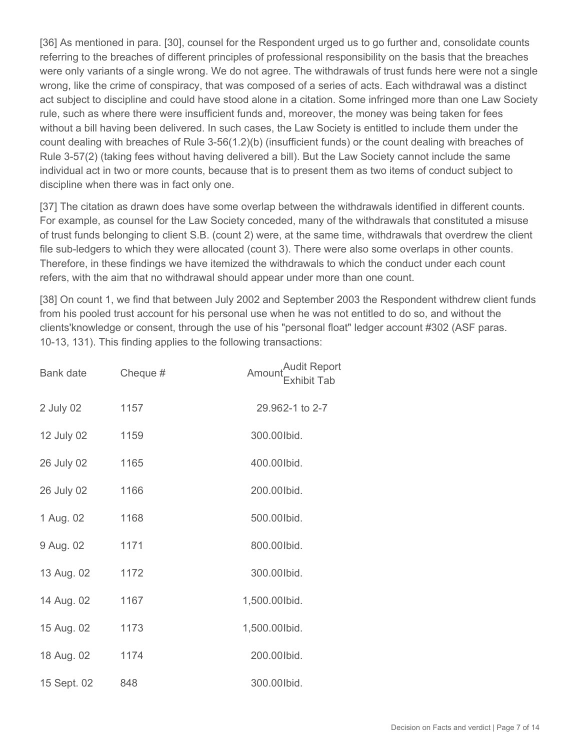[36] As mentioned in para. [30], counsel for the Respondent urged us to go further and, consolidate counts referring to the breaches of different principles of professional responsibility on the basis that the breaches were only variants of a single wrong. We do not agree. The withdrawals of trust funds here were not a single wrong, like the crime of conspiracy, that was composed of a series of acts. Each withdrawal was a distinct act subject to discipline and could have stood alone in a citation. Some infringed more than one Law Society rule, such as where there were insufficient funds and, moreover, the money was being taken for fees without a bill having been delivered. In such cases, the Law Society is entitled to include them under the count dealing with breaches of Rule 3-56(1.2)(b) (insufficient funds) or the count dealing with breaches of Rule 3-57(2) (taking fees without having delivered a bill). But the Law Society cannot include the same individual act in two or more counts, because that is to present them as two items of conduct subject to discipline when there was in fact only one.

[37] The citation as drawn does have some overlap between the withdrawals identified in different counts. For example, as counsel for the Law Society conceded, many of the withdrawals that constituted a misuse of trust funds belonging to client S.B. (count 2) were, at the same time, withdrawals that overdrew the client file sub-ledgers to which they were allocated (count 3). There were also some overlaps in other counts. Therefore, in these findings we have itemized the withdrawals to which the conduct under each count refers, with the aim that no withdrawal should appear under more than one count.

[38] On count 1, we find that between July 2002 and September 2003 the Respondent withdrew client funds from his pooled trust account for his personal use when he was not entitled to do so, and without the clients'knowledge or consent, through the use of his "personal float" ledger account #302 (ASF paras. 10-13, 131). This finding applies to the following transactions:

| Bank date | Cheque # | Amount | Audit Report Exhibit Tab |
|---|---|---|---|
| 2 July 02 | 1157 | 29.96 | 2-1 to 2-7 |
| 12 July 02 | 1159 | 300.00 | Ibid. |
| 26 July 02 | 1165 | 400.00 | Ibid. |
| 26 July 02 | 1166 | 200.00 | Ibid. |
| 1 Aug. 02 | 1168 | 500.00 | Ibid. |
| 9 Aug. 02 | 1171 | 800.00 | Ibid. |
| 13 Aug. 02 | 1172 | 300.00 | Ibid. |
| 14 Aug. 02 | 1167 | 1,500.00 | Ibid. |
| 15 Aug. 02 | 1173 | 1,500.00 | Ibid. |
| 18 Aug. 02 | 1174 | 200.00 | Ibid. |
| 15 Sept. 02 | 848 | 300.00 | Ibid. |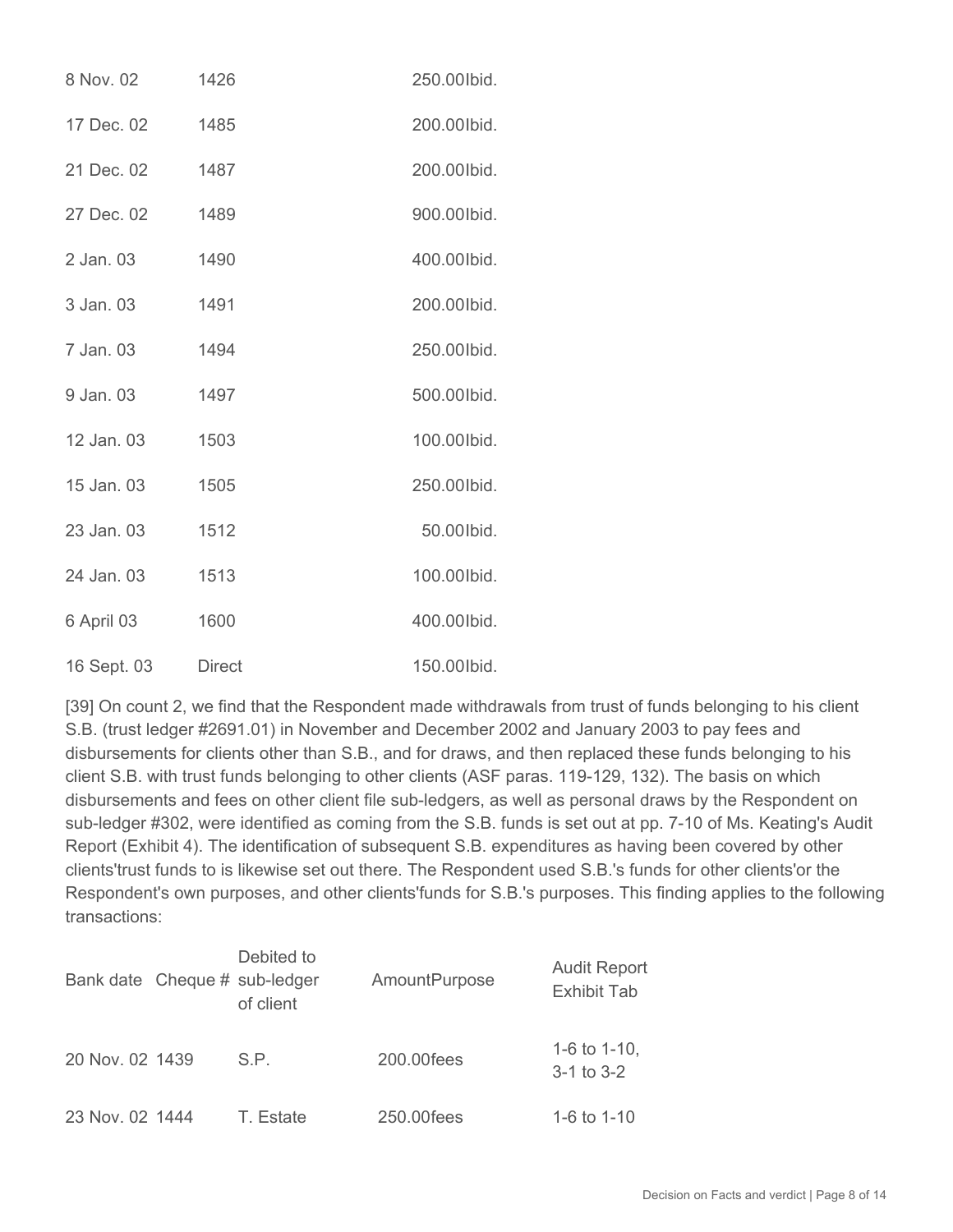| | | | |
|---|---|---|---|
| 8 Nov. 02 | 1426 | 250.00 | Ibid. |
| 17 Dec. 02 | 1485 | 200.00 | Ibid. |
| 21 Dec. 02 | 1487 | 200.00 | Ibid. |
| 27 Dec. 02 | 1489 | 900.00 | Ibid. |
| 2 Jan. 03 | 1490 | 400.00 | Ibid. |
| 3 Jan. 03 | 1491 | 200.00 | Ibid. |
| 7 Jan. 03 | 1494 | 250.00 | Ibid. |
| 9 Jan. 03 | 1497 | 500.00 | Ibid. |
| 12 Jan. 03 | 1503 | 100.00 | Ibid. |
| 15 Jan. 03 | 1505 | 250.00 | Ibid. |
| 23 Jan. 03 | 1512 | 50.00 | Ibid. |
| 24 Jan. 03 | 1513 | 100.00 | Ibid. |
| 6 April 03 | 1600 | 400.00 | Ibid. |
| 16 Sept. 03 | Direct | 150.00 | Ibid. |

[39] On count 2, we find that the Respondent made withdrawals from trust of funds belonging to his client S.B. (trust ledger #2691.01) in November and December 2002 and January 2003 to pay fees and disbursements for clients other than S.B., and for draws, and then replaced these funds belonging to his client S.B. with trust funds belonging to other clients (ASF paras. 119-129, 132). The basis on which disbursements and fees on other client file sub-ledgers, as well as personal draws by the Respondent on sub-ledger #302, were identified as coming from the S.B. funds is set out at pp. 7-10 of Ms. Keating's Audit Report (Exhibit 4). The identification of subsequent S.B. expenditures as having been covered by other clients'trust funds to is likewise set out there. The Respondent used S.B.'s funds for other clients'or the Respondent's own purposes, and other clients'funds for S.B.'s purposes. This finding applies to the following transactions:

| Bank date | Cheque # | Debited to sub-ledger of client | Amount | Purpose | Audit Report Exhibit Tab |
|---|---|---|---|---|---|
| 20 Nov. 02 | 1439 | S.P. | 200.00 | fees | 1-6 to 1-10, 3-1 to 3-2 |
| 23 Nov. 02 | 1444 | T. Estate | 250.00 | fees | 1-6 to 1-10 |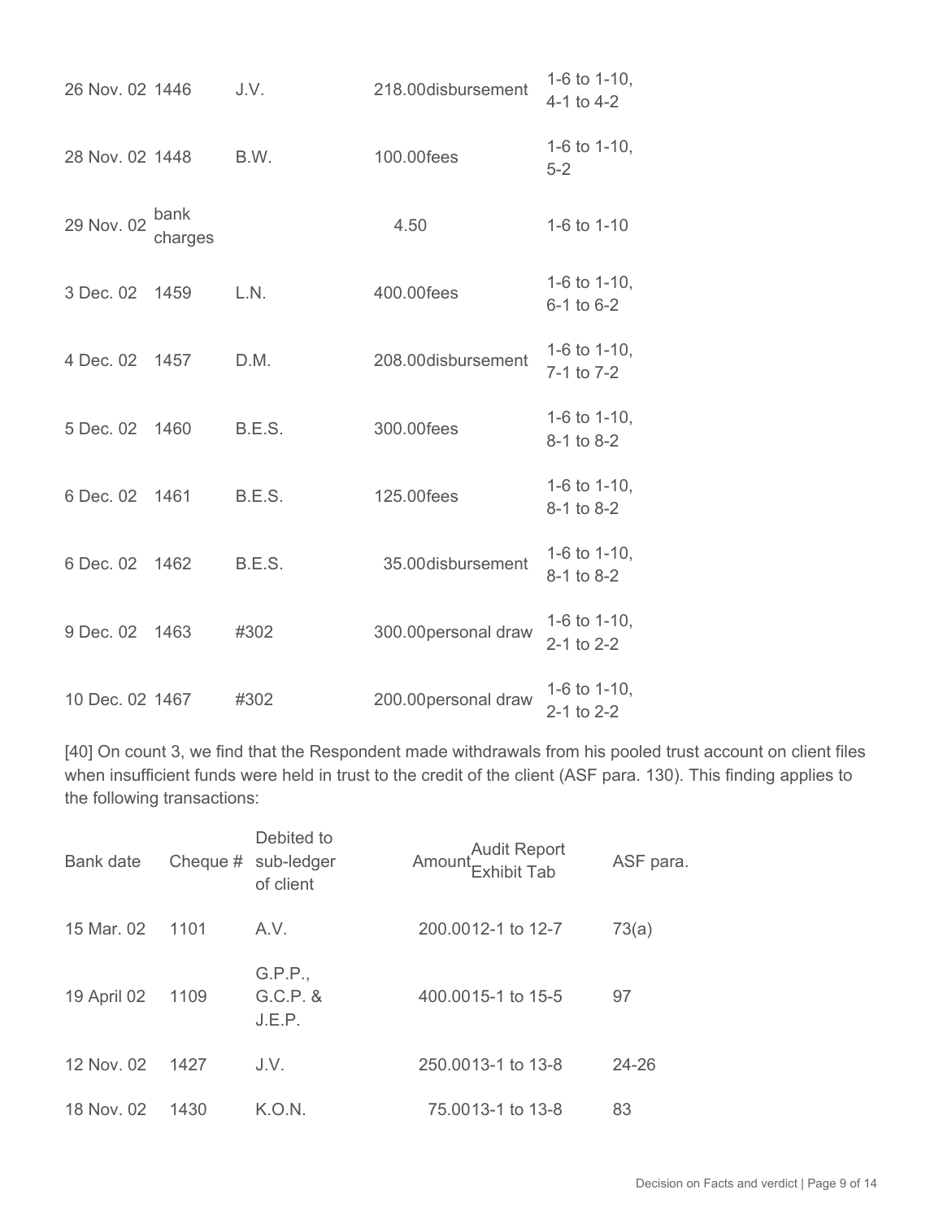| | | | | |
|---|---|---|---|---|
| 26 Nov. 02 | 1446 | J.V. | 218.00 disbursement | 1-6 to 1-10, 4-1 to 4-2 |
| 28 Nov. 02 | 1448 | B.W. | 100.00 fees | 1-6 to 1-10, 5-2 |
| 29 Nov. 02 | bank charges | | 4.50 | 1-6 to 1-10 |
| 3 Dec. 02 | 1459 | L.N. | 400.00 fees | 1-6 to 1-10, 6-1 to 6-2 |
| 4 Dec. 02 | 1457 | D.M. | 208.00 disbursement | 1-6 to 1-10, 7-1 to 7-2 |
| 5 Dec. 02 | 1460 | B.E.S. | 300.00 fees | 1-6 to 1-10, 8-1 to 8-2 |
| 6 Dec. 02 | 1461 | B.E.S. | 125.00 fees | 1-6 to 1-10, 8-1 to 8-2 |
| 6 Dec. 02 | 1462 | B.E.S. | 35.00 disbursement | 1-6 to 1-10, 8-1 to 8-2 |
| 9 Dec. 02 | 1463 | #302 | 300.00 personal draw | 1-6 to 1-10, 2-1 to 2-2 |
| 10 Dec. 02 | 1467 | #302 | 200.00 personal draw | 1-6 to 1-10, 2-1 to 2-2 |

[40] On count 3, we find that the Respondent made withdrawals from his pooled trust account on client files when insufficient funds were held in trust to the credit of the client (ASF para. 130). This finding applies to the following transactions:

| Bank date | Cheque # | Debited to sub-ledger of client | Amount | Audit Report Exhibit Tab | ASF para. |
|---|---|---|---|---|---|
| 15 Mar. 02 | 1101 | A.V. | 200.00 | 12-1 to 12-7 | 73(a) |
| 19 April 02 | 1109 | G.P.P., G.C.P. & J.E.P. | 400.00 | 15-1 to 15-5 | 97 |
| 12 Nov. 02 | 1427 | J.V. | 250.00 | 13-1 to 13-8 | 24-26 |
| 18 Nov. 02 | 1430 | K.O.N. | 75.00 | 13-1 to 13-8 | 83 |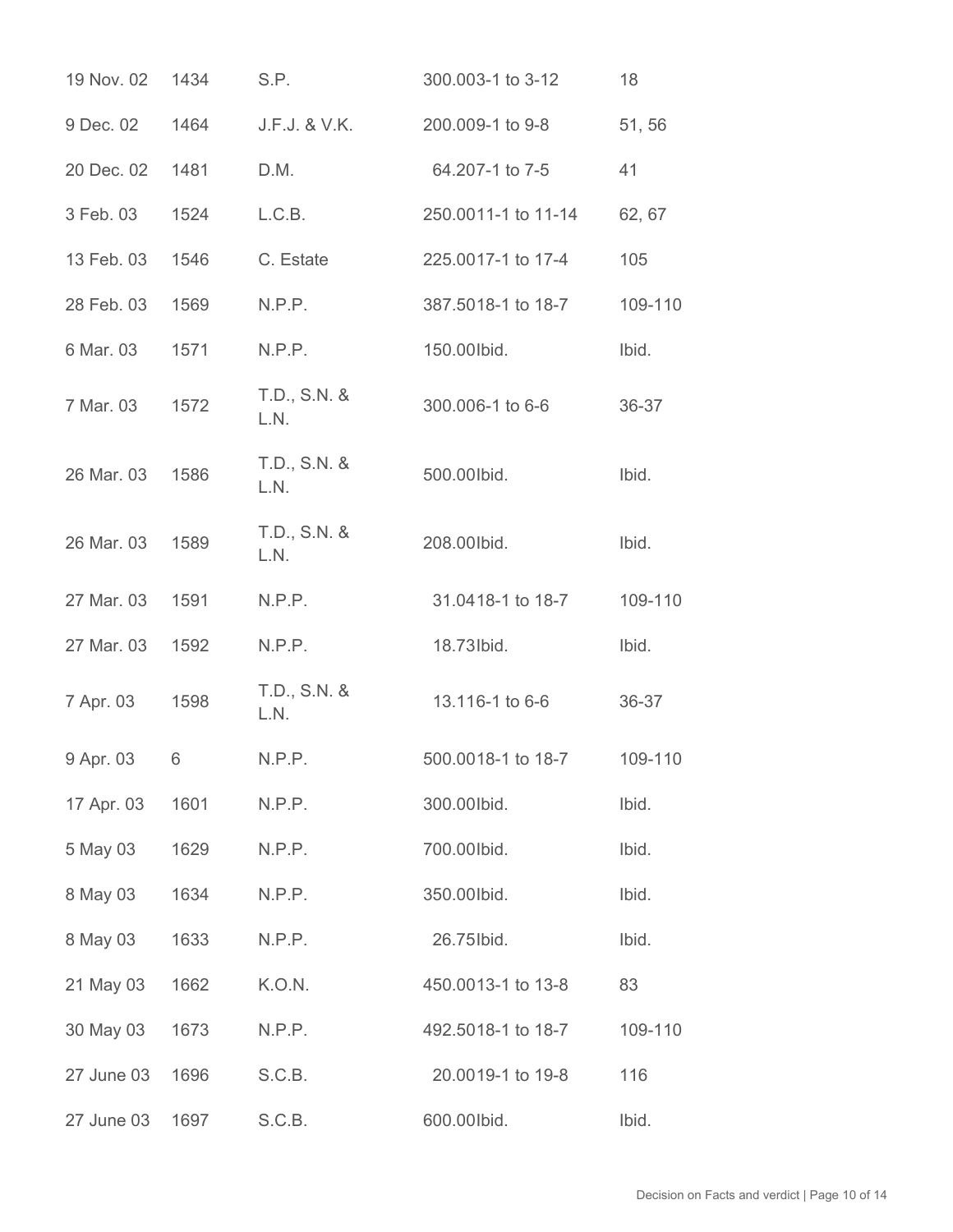| | | | | |
|---|---|---|---|---|
| 19 Nov. 02 | 1434 | S.P. | 300.003-1 to 3-12 | 18 |
| 9 Dec. 02 | 1464 | J.F.J. & V.K. | 200.009-1 to 9-8 | 51, 56 |
| 20 Dec. 02 | 1481 | D.M. | 64.207-1 to 7-5 | 41 |
| 3 Feb. 03 | 1524 | L.C.B. | 250.0011-1 to 11-14 | 62, 67 |
| 13 Feb. 03 | 1546 | C. Estate | 225.0017-1 to 17-4 | 105 |
| 28 Feb. 03 | 1569 | N.P.P. | 387.5018-1 to 18-7 | 109-110 |
| 6 Mar. 03 | 1571 | N.P.P. | 150.00Ibid. | Ibid. |
| 7 Mar. 03 | 1572 | T.D., S.N. & L.N. | 300.006-1 to 6-6 | 36-37 |
| 26 Mar. 03 | 1586 | T.D., S.N. & L.N. | 500.00Ibid. | Ibid. |
| 26 Mar. 03 | 1589 | T.D., S.N. & L.N. | 208.00Ibid. | Ibid. |
| 27 Mar. 03 | 1591 | N.P.P. | 31.0418-1 to 18-7 | 109-110 |
| 27 Mar. 03 | 1592 | N.P.P. | 18.73Ibid. | Ibid. |
| 7 Apr. 03 | 1598 | T.D., S.N. & L.N. | 13.116-1 to 6-6 | 36-37 |
| 9 Apr. 03 | 6 | N.P.P. | 500.0018-1 to 18-7 | 109-110 |
| 17 Apr. 03 | 1601 | N.P.P. | 300.00Ibid. | Ibid. |
| 5 May 03 | 1629 | N.P.P. | 700.00Ibid. | Ibid. |
| 8 May 03 | 1634 | N.P.P. | 350.00Ibid. | Ibid. |
| 8 May 03 | 1633 | N.P.P. | 26.75Ibid. | Ibid. |
| 21 May 03 | 1662 | K.O.N. | 450.0013-1 to 13-8 | 83 |
| 30 May 03 | 1673 | N.P.P. | 492.5018-1 to 18-7 | 109-110 |
| 27 June 03 | 1696 | S.C.B. | 20.0019-1 to 19-8 | 116 |
| 27 June 03 | 1697 | S.C.B. | 600.00Ibid. | Ibid. |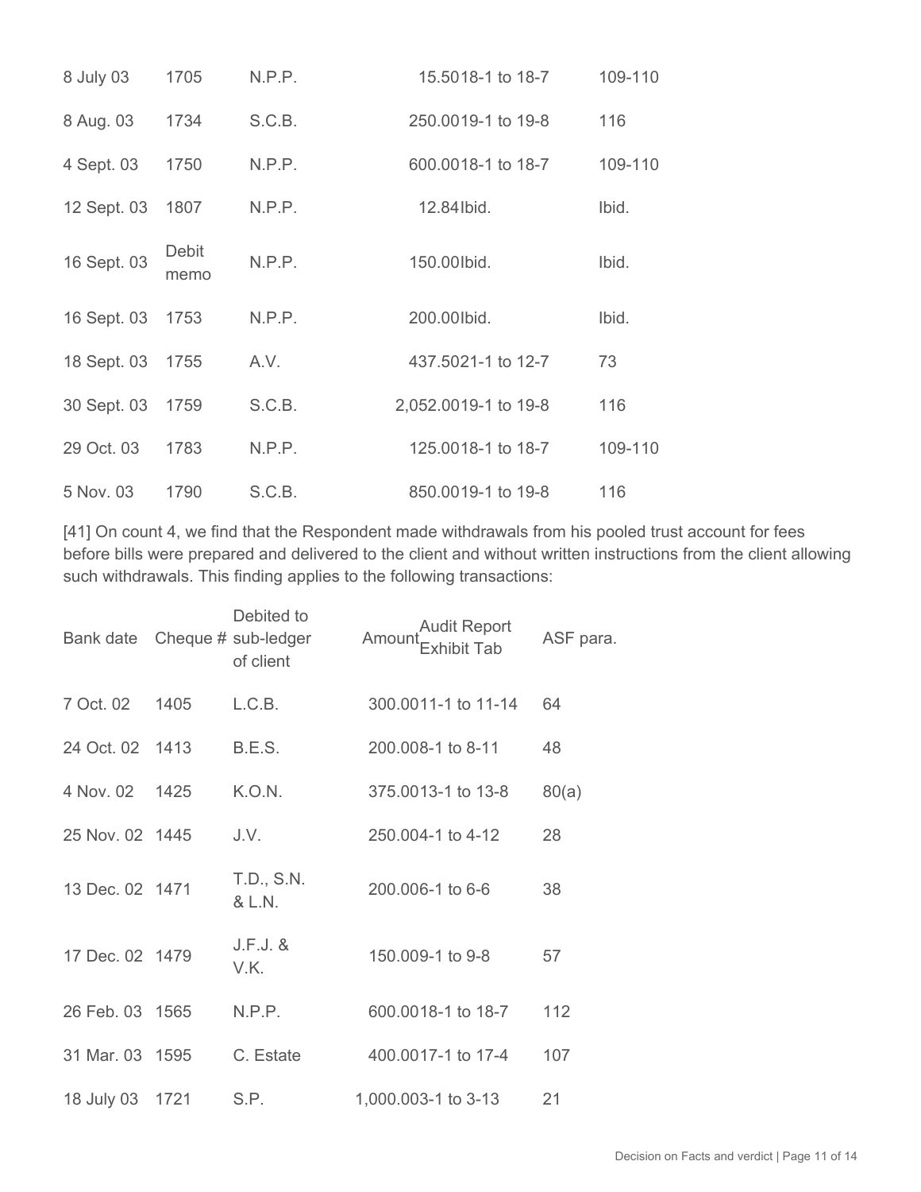| | | | | | |
|---|---|---|---|---|---|
| 8 July 03 | 1705 | N.P.P. | 15.50 | 18-1 to 18-7 | 109-110 |
| 8 Aug. 03 | 1734 | S.C.B. | 250.00 | 19-1 to 19-8 | 116 |
| 4 Sept. 03 | 1750 | N.P.P. | 600.00 | 18-1 to 18-7 | 109-110 |
| 12 Sept. 03 | 1807 | N.P.P. | 12.84 | Ibid. | Ibid. |
| 16 Sept. 03 | Debit memo | N.P.P. | 150.00 | Ibid. | Ibid. |
| 16 Sept. 03 | 1753 | N.P.P. | 200.00 | Ibid. | Ibid. |
| 18 Sept. 03 | 1755 | A.V. | 437.50 | 21-1 to 12-7 | 73 |
| 30 Sept. 03 | 1759 | S.C.B. | 2,052.00 | 19-1 to 19-8 | 116 |
| 29 Oct. 03 | 1783 | N.P.P. | 125.00 | 18-1 to 18-7 | 109-110 |
| 5 Nov. 03 | 1790 | S.C.B. | 850.00 | 19-1 to 19-8 | 116 |

[41] On count 4, we find that the Respondent made withdrawals from his pooled trust account for fees before bills were prepared and delivered to the client and without written instructions from the client allowing such withdrawals. This finding applies to the following transactions:

| Bank date | Cheque # | Debited to sub-ledger of client | Amount | Audit Report Exhibit Tab | ASF para. |
|---|---|---|---|---|---|
| 7 Oct. 02 | 1405 | L.C.B. | 300.00 | 11-1 to 11-14 | 64 |
| 24 Oct. 02 | 1413 | B.E.S. | 200.00 | 8-1 to 8-11 | 48 |
| 4 Nov. 02 | 1425 | K.O.N. | 375.00 | 13-1 to 13-8 | 80(a) |
| 25 Nov. 02 | 1445 | J.V. | 250.00 | 4-1 to 4-12 | 28 |
| 13 Dec. 02 | 1471 | T.D., S.N. & L.N. | 200.00 | 6-1 to 6-6 | 38 |
| 17 Dec. 02 | 1479 | J.F.J. & V.K. | 150.00 | 9-1 to 9-8 | 57 |
| 26 Feb. 03 | 1565 | N.P.P. | 600.00 | 18-1 to 18-7 | 112 |
| 31 Mar. 03 | 1595 | C. Estate | 400.00 | 17-1 to 17-4 | 107 |
| 18 July 03 | 1721 | S.P. | 1,000.00 | 3-1 to 3-13 | 21 |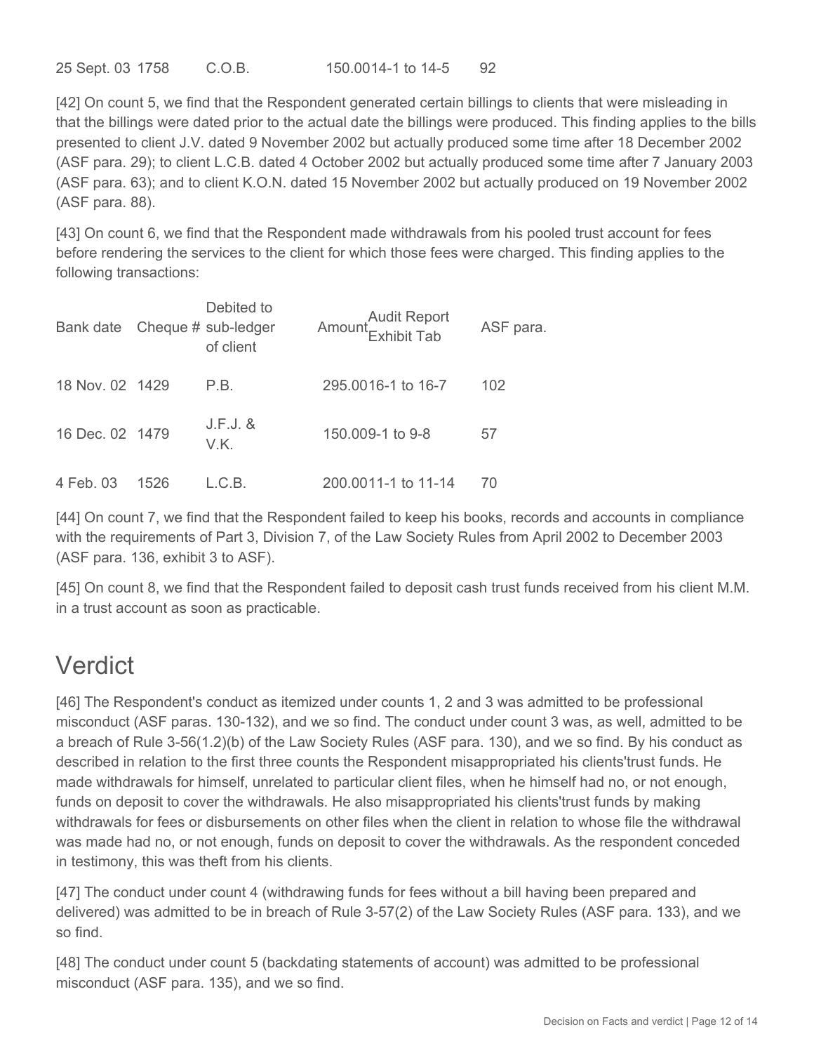25 Sept. 03 1758 C.O.B. 150.00 14-1 to 14-5 92

[42] On count 5, we find that the Respondent generated certain billings to clients that were misleading in that the billings were dated prior to the actual date the billings were produced. This finding applies to the bills presented to client J.V. dated 9 November 2002 but actually produced some time after 18 December 2002 (ASF para. 29); to client L.C.B. dated 4 October 2002 but actually produced some time after 7 January 2003 (ASF para. 63); and to client K.O.N. dated 15 November 2002 but actually produced on 19 November 2002 (ASF para. 88).

[43] On count 6, we find that the Respondent made withdrawals from his pooled trust account for fees before rendering the services to the client for which those fees were charged. This finding applies to the following transactions:

| Bank date | Cheque # | Debited to sub-ledger of client | Amount | Audit Report Exhibit Tab | ASF para. |
|---|---|---|---|---|---|
| 18 Nov. 02 | 1429 | P.B. | 295.00 | 16-1 to 16-7 | 102 |
| 16 Dec. 02 | 1479 | J.F.J. & V.K. | 150.00 | 9-1 to 9-8 | 57 |
| 4 Feb. 03 | 1526 | L.C.B. | 200.00 | 11-1 to 11-14 | 70 |

[44] On count 7, we find that the Respondent failed to keep his books, records and accounts in compliance with the requirements of Part 3, Division 7, of the Law Society Rules from April 2002 to December 2003 (ASF para. 136, exhibit 3 to ASF).

[45] On count 8, we find that the Respondent failed to deposit cash trust funds received from his client M.M. in a trust account as soon as practicable.

## Verdict

[46] The Respondent's conduct as itemized under counts 1, 2 and 3 was admitted to be professional misconduct (ASF paras. 130-132), and we so find. The conduct under count 3 was, as well, admitted to be a breach of Rule 3-56(1.2)(b) of the Law Society Rules (ASF para. 130), and we so find. By his conduct as described in relation to the first three counts the Respondent misappropriated his clients'trust funds. He made withdrawals for himself, unrelated to particular client files, when he himself had no, or not enough, funds on deposit to cover the withdrawals. He also misappropriated his clients'trust funds by making withdrawals for fees or disbursements on other files when the client in relation to whose file the withdrawal was made had no, or not enough, funds on deposit to cover the withdrawals. As the respondent conceded in testimony, this was theft from his clients.

[47] The conduct under count 4 (withdrawing funds for fees without a bill having been prepared and delivered) was admitted to be in breach of Rule 3-57(2) of the Law Society Rules (ASF para. 133), and we so find.

[48] The conduct under count 5 (backdating statements of account) was admitted to be professional misconduct (ASF para. 135), and we so find.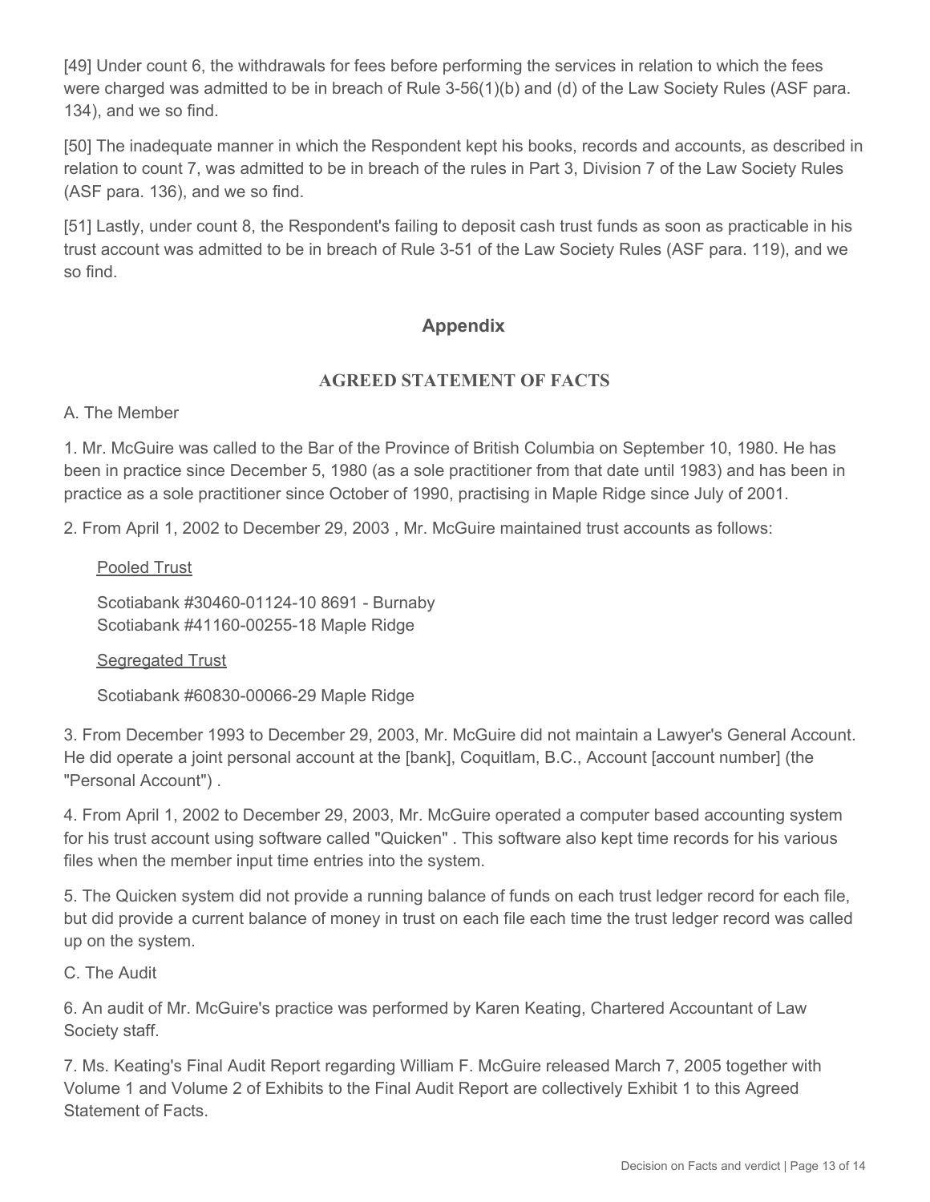[49] Under count 6, the withdrawals for fees before performing the services in relation to which the fees were charged was admitted to be in breach of Rule 3-56(1)(b) and (d) of the Law Society Rules (ASF para. 134), and we so find.

[50] The inadequate manner in which the Respondent kept his books, records and accounts, as described in relation to count 7, was admitted to be in breach of the rules in Part 3, Division 7 of the Law Society Rules (ASF para. 136), and we so find.

[51] Lastly, under count 8, the Respondent's failing to deposit cash trust funds as soon as practicable in his trust account was admitted to be in breach of Rule 3-51 of the Law Society Rules (ASF para. 119), and we so find.

## Appendix

### AGREED STATEMENT OF FACTS

A. The Member

1. Mr. McGuire was called to the Bar of the Province of British Columbia on September 10, 1980. He has been in practice since December 5, 1980 (as a sole practitioner from that date until 1983) and has been in practice as a sole practitioner since October of 1990, practising in Maple Ridge since July of 2001.

2. From April 1, 2002 to December 29, 2003 , Mr. McGuire maintained trust accounts as follows:

<u>Pooled Trust</u>

Scotiabank #30460-01124-10 8691 - Burnaby
Scotiabank #41160-00255-18 Maple Ridge

<u>Segregated Trust</u>

Scotiabank #60830-00066-29 Maple Ridge

3. From December 1993 to December 29, 2003, Mr. McGuire did not maintain a Lawyer's General Account. He did operate a joint personal account at the [bank], Coquitlam, B.C., Account [account number] (the "Personal Account") .

4. From April 1, 2002 to December 29, 2003, Mr. McGuire operated a computer based accounting system for his trust account using software called "Quicken" . This software also kept time records for his various files when the member input time entries into the system.

5. The Quicken system did not provide a running balance of funds on each trust ledger record for each file, but did provide a current balance of money in trust on each file each time the trust ledger record was called up on the system.

C. The Audit

6. An audit of Mr. McGuire's practice was performed by Karen Keating, Chartered Accountant of Law Society staff.

7. Ms. Keating's Final Audit Report regarding William F. McGuire released March 7, 2005 together with Volume 1 and Volume 2 of Exhibits to the Final Audit Report are collectively Exhibit 1 to this Agreed Statement of Facts.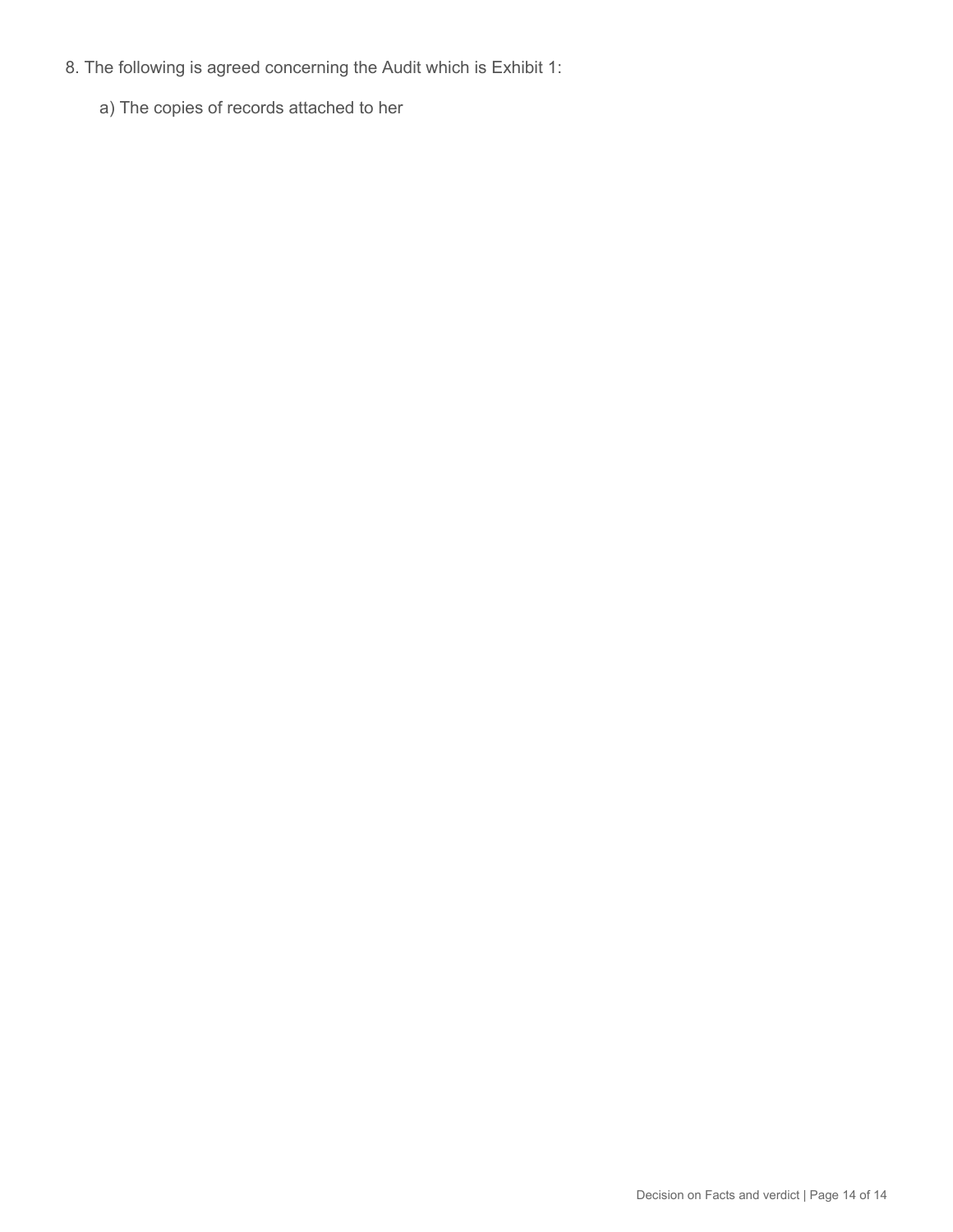8. The following is agreed concerning the Audit which is Exhibit 1:

   a) The copies of records attached to her